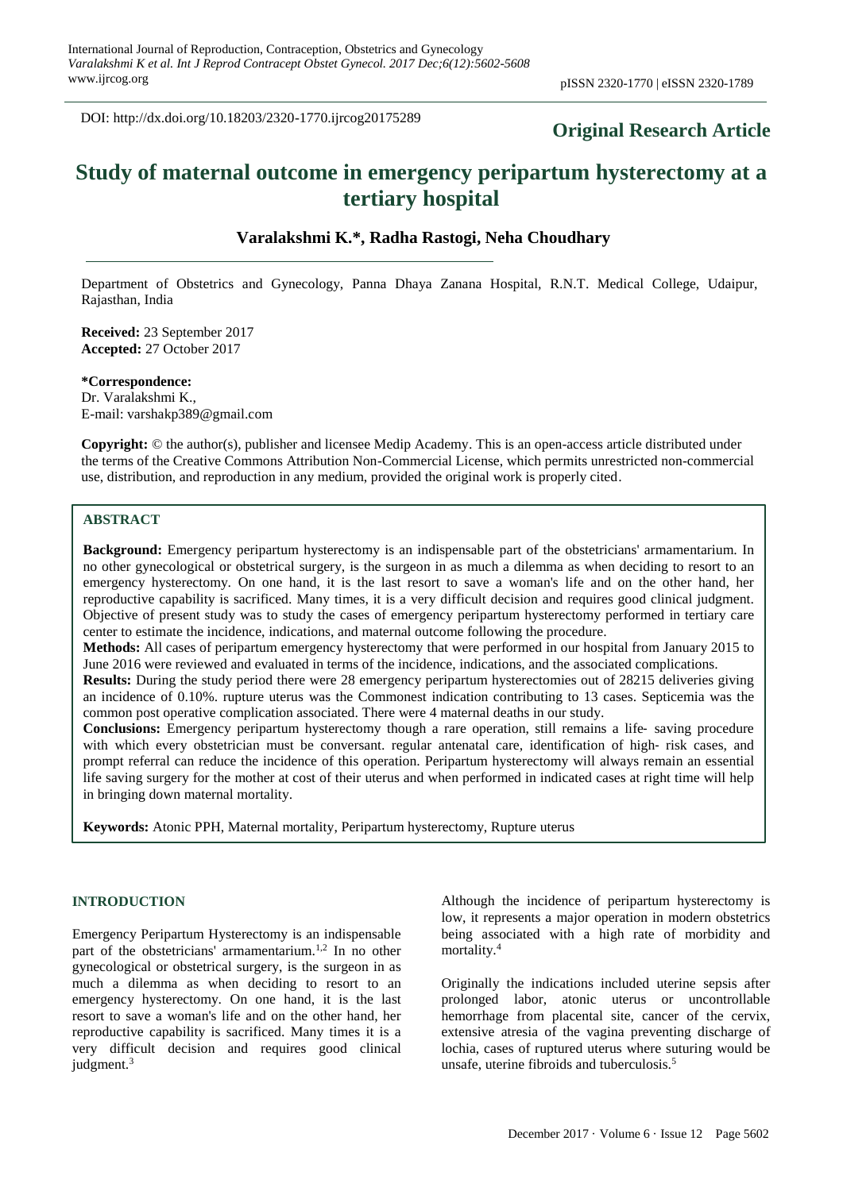DOI: http://dx.doi.org/10.18203/2320-1770.ijrcog20175289

**Original Research Article**

# Study of maternal outcome in emergency peripartum hysterectomy at a tertiary hospital

**Varalakshmi K.*, Radha Rastogi, Neha Choudhary**

Department of Obstetrics and Gynecology, Panna Dhaya Zanana Hospital, R.N.T. Medical College, Udaipur, Rajasthan, India

**Received:** 23 September 2017
**Accepted:** 27 October 2017

**\*Correspondence:**
Dr. Varalakshmi K.,
E-mail: varshakp389@gmail.com

**Copyright:** © the author(s), publisher and licensee Medip Academy. This is an open-access article distributed under the terms of the Creative Commons Attribution Non-Commercial License, which permits unrestricted non-commercial use, distribution, and reproduction in any medium, provided the original work is properly cited.

## ABSTRACT

**Background:** Emergency peripartum hysterectomy is an indispensable part of the obstetricians' armamentarium. In no other gynecological or obstetrical surgery, is the surgeon in as much a dilemma as when deciding to resort to an emergency hysterectomy. On one hand, it is the last resort to save a woman's life and on the other hand, her reproductive capability is sacrificed. Many times, it is a very difficult decision and requires good clinical judgment. Objective of present study was to study the cases of emergency peripartum hysterectomy performed in tertiary care center to estimate the incidence, indications, and maternal outcome following the procedure.

**Methods:** All cases of peripartum emergency hysterectomy that were performed in our hospital from January 2015 to June 2016 were reviewed and evaluated in terms of the incidence, indications, and the associated complications.

**Results:** During the study period there were 28 emergency peripartum hysterectomies out of 28215 deliveries giving an incidence of 0.10%. rupture uterus was the Commonest indication contributing to 13 cases. Septicemia was the common post operative complication associated. There were 4 maternal deaths in our study.

**Conclusions:** Emergency peripartum hysterectomy though a rare operation, still remains a life- saving procedure with which every obstetrician must be conversant. regular antenatal care, identification of high- risk cases, and prompt referral can reduce the incidence of this operation. Peripartum hysterectomy will always remain an essential life saving surgery for the mother at cost of their uterus and when performed in indicated cases at right time will help in bringing down maternal mortality.

**Keywords:** Atonic PPH, Maternal mortality, Peripartum hysterectomy, Rupture uterus

## INTRODUCTION

Emergency Peripartum Hysterectomy is an indispensable part of the obstetricians' armamentarium.[1,2] In no other gynecological or obstetrical surgery, is the surgeon in as much a dilemma as when deciding to resort to an emergency hysterectomy. On one hand, it is the last resort to save a woman's life and on the other hand, her reproductive capability is sacrificed. Many times it is a very difficult decision and requires good clinical judgment.[3]

Although the incidence of peripartum hysterectomy is low, it represents a major operation in modern obstetrics being associated with a high rate of morbidity and mortality.[4]

Originally the indications included uterine sepsis after prolonged labor, atonic uterus or uncontrollable hemorrhage from placental site, cancer of the cervix, extensive atresia of the vagina preventing discharge of lochia, cases of ruptured uterus where suturing would be unsafe, uterine fibroids and tuberculosis.[5]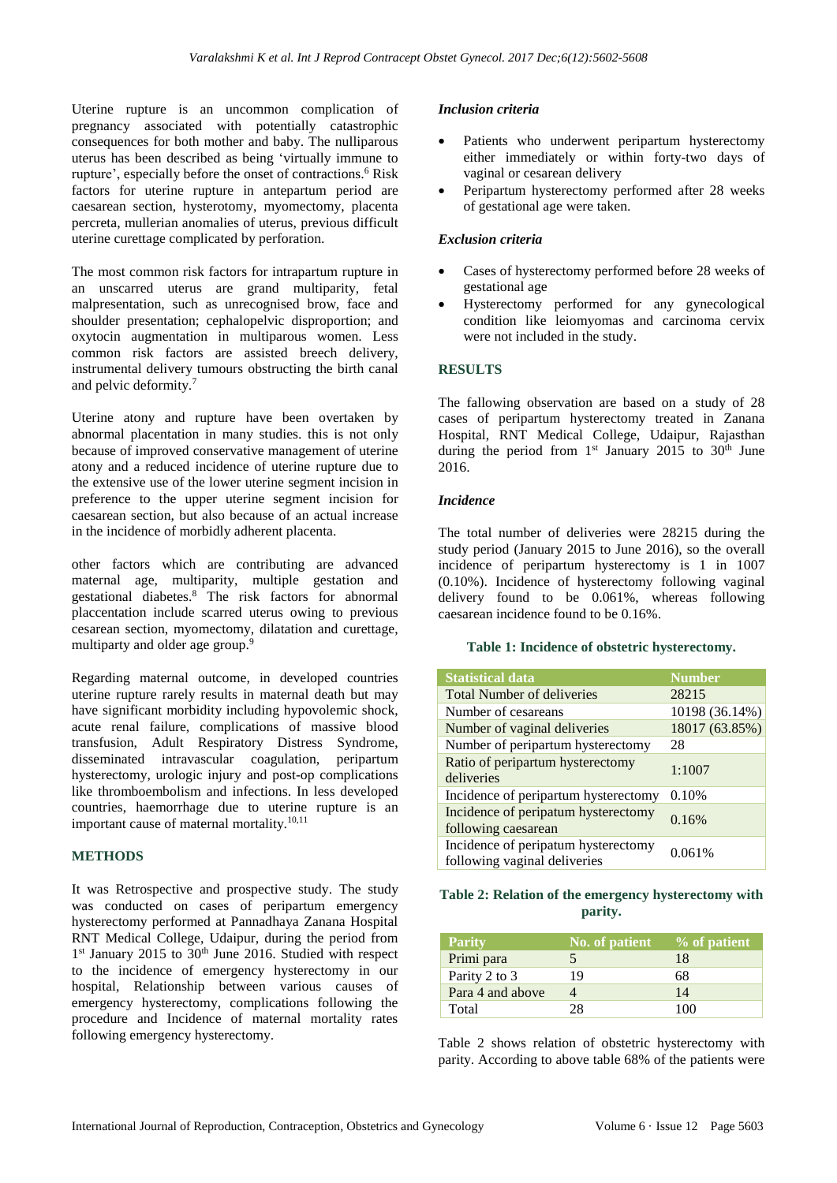Uterine rupture is an uncommon complication of pregnancy associated with potentially catastrophic consequences for both mother and baby. The nulliparous uterus has been described as being 'virtually immune to rupture', especially before the onset of contractions.[6] Risk factors for uterine rupture in antepartum period are caesarean section, hysterotomy, myomectomy, placenta percreta, mullerian anomalies of uterus, previous difficult uterine curettage complicated by perforation.

The most common risk factors for intrapartum rupture in an unscarred uterus are grand multiparity, fetal malpresentation, such as unrecognised brow, face and shoulder presentation; cephalopelvic disproportion; and oxytocin augmentation in multiparous women. Less common risk factors are assisted breech delivery, instrumental delivery tumours obstructing the birth canal and pelvic deformity.[7]

Uterine atony and rupture have been overtaken by abnormal placentation in many studies. this is not only because of improved conservative management of uterine atony and a reduced incidence of uterine rupture due to the extensive use of the lower uterine segment incision in preference to the upper uterine segment incision for caesarean section, but also because of an actual increase in the incidence of morbidly adherent placenta.

other factors which are contributing are advanced maternal age, multiparity, multiple gestation and gestational diabetes.[8] The risk factors for abnormal placcentation include scarred uterus owing to previous cesarean section, myomectomy, dilatation and curettage, multiparty and older age group.[9]

Regarding maternal outcome, in developed countries uterine rupture rarely results in maternal death but may have significant morbidity including hypovolemic shock, acute renal failure, complications of massive blood transfusion, Adult Respiratory Distress Syndrome, disseminated intravascular coagulation, peripartum hysterectomy, urologic injury and post-op complications like thromboembolism and infections. In less developed countries, haemorrhage due to uterine rupture is an important cause of maternal mortality.[10,11]

## METHODS

It was Retrospective and prospective study. The study was conducted on cases of peripartum emergency hysterectomy performed at Pannadhaya Zanana Hospital RNT Medical College, Udaipur, during the period from 1st January 2015 to 30th June 2016. Studied with respect to the incidence of emergency hysterectomy in our hospital, Relationship between various causes of emergency hysterectomy, complications following the procedure and Incidence of maternal mortality rates following emergency hysterectomy.

### *Inclusion criteria*

- Patients who underwent peripartum hysterectomy either immediately or within forty-two days of vaginal or cesarean delivery
- Peripartum hysterectomy performed after 28 weeks of gestational age were taken.

### *Exclusion criteria*

- Cases of hysterectomy performed before 28 weeks of gestational age
- Hysterectomy performed for any gynecological condition like leiomyomas and carcinoma cervix were not included in the study.

## RESULTS

The fallowing observation are based on a study of 28 cases of peripartum hysterectomy treated in Zanana Hospital, RNT Medical College, Udaipur, Rajasthan during the period from 1st January 2015 to 30th June 2016.

### *Incidence*

The total number of deliveries were 28215 during the study period (January 2015 to June 2016), so the overall incidence of peripartum hysterectomy is 1 in 1007 (0.10%). Incidence of hysterectomy following vaginal delivery found to be 0.061%, whereas following caesarean incidence found to be 0.16%.

**Table 1: Incidence of obstetric hysterectomy.**

| Statistical data | Number |
|---|---|
| Total Number of deliveries | 28215 |
| Number of cesareans | 10198 (36.14%) |
| Number of vaginal deliveries | 18017 (63.85%) |
| Number of peripartum hysterectomy | 28 |
| Ratio of peripartum hysterectomy deliveries | 1:1007 |
| Incidence of peripartum hysterectomy | 0.10% |
| Incidence of peripatum hysterectomy following caesarean | 0.16% |
| Incidence of peripatum hysterectomy following vaginal deliveries | 0.061% |

**Table 2: Relation of the emergency hysterectomy with parity.**

| Parity | No. of patient | % of patient |
|---|---|---|
| Primi para | 5 | 18 |
| Parity 2 to 3 | 19 | 68 |
| Para 4 and above | 4 | 14 |
| Total | 28 | 100 |

Table 2 shows relation of obstetric hysterectomy with parity. According to above table 68% of the patients were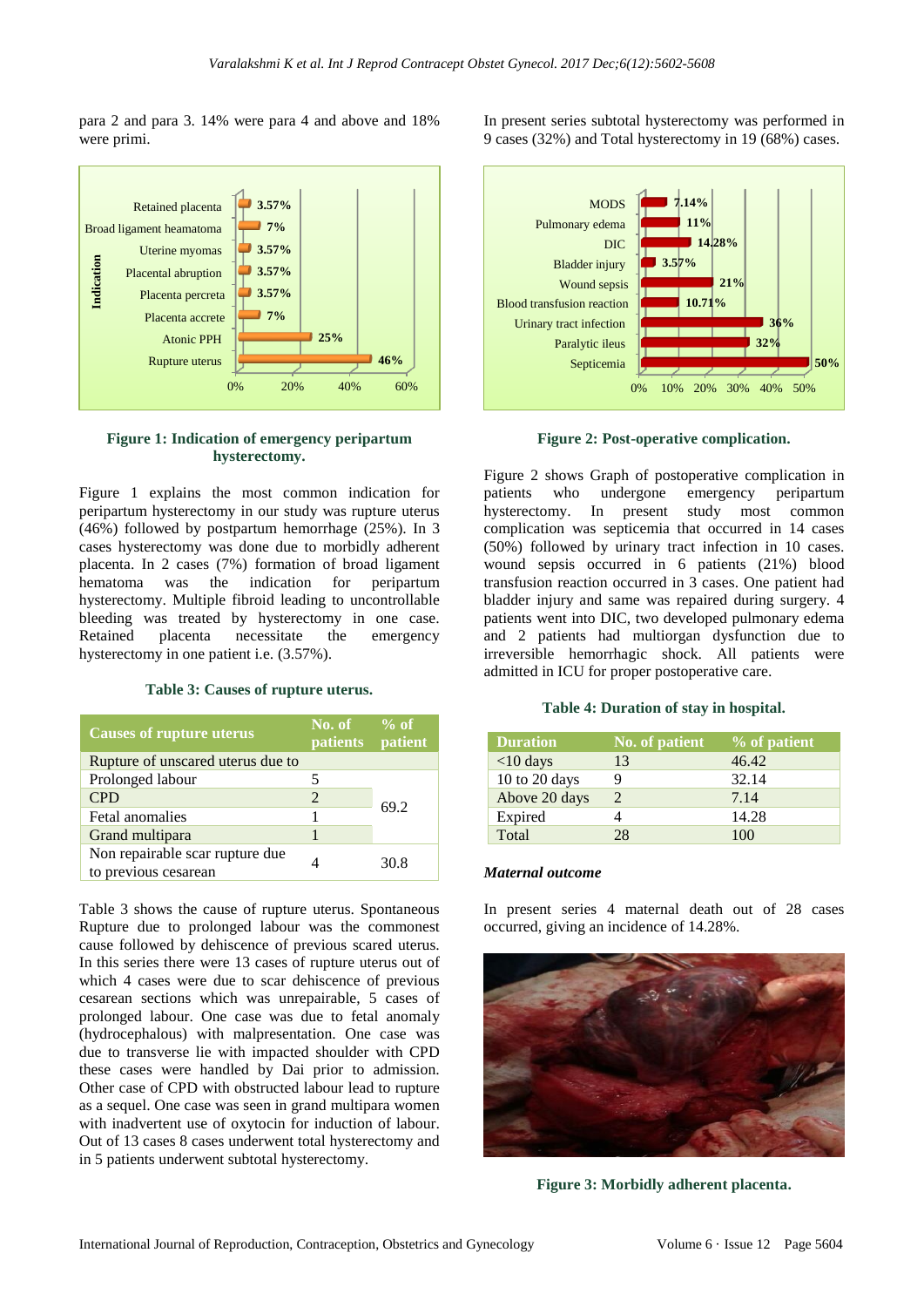para 2 and para 3. 14% were para 4 and above and 18% were primi.

**Figure 1: Indication of emergency peripartum hysterectomy.**

Figure 1 explains the most common indication for peripartum hysterectomy in our study was rupture uterus (46%) followed by postpartum hemorrhage (25%). In 3 cases hysterectomy was done due to morbidly adherent placenta. In 2 cases (7%) formation of broad ligament hematoma was the indication for peripartum hysterectomy. Multiple fibroid leading to uncontrollable bleeding was treated by hysterectomy in one case. Retained placenta necessitate the emergency hysterectomy in one patient i.e. (3.57%).

**Table 3: Causes of rupture uterus.**

| Causes of rupture uterus | No. of patients | % of patient |
|---|---|---|
| Rupture of unscared uterus due to | | |
| Prolonged labour | 5 | 69.2 |
| CPD | 2 | |
| Fetal anomalies | 1 | |
| Grand multipara | 1 | |
| Non repairable scar rupture due to previous cesarean | 4 | 30.8 |

Table 3 shows the cause of rupture uterus. Spontaneous Rupture due to prolonged labour was the commonest cause followed by dehiscence of previous scared uterus. In this series there were 13 cases of rupture uterus out of which 4 cases were due to scar dehiscence of previous cesarean sections which was unrepairable, 5 cases of prolonged labour. One case was due to fetal anomaly (hydrocephalous) with malpresentation. One case was due to transverse lie with impacted shoulder with CPD these cases were handled by Dai prior to admission. Other case of CPD with obstructed labour lead to rupture as a sequel. One case was seen in grand multipara women with inadvertent use of oxytocin for induction of labour. Out of 13 cases 8 cases underwent total hysterectomy and in 5 patients underwent subtotal hysterectomy.

In present series subtotal hysterectomy was performed in 9 cases (32%) and Total hysterectomy in 19 (68%) cases.

**Figure 2: Post-operative complication.**

Figure 2 shows Graph of postoperative complication in patients who undergone emergency peripartum hysterectomy. In present study most common complication was septicemia that occurred in 14 cases (50%) followed by urinary tract infection in 10 cases. wound sepsis occurred in 6 patients (21%) blood transfusion reaction occurred in 3 cases. One patient had bladder injury and same was repaired during surgery. 4 patients went into DIC, two developed pulmonary edema and 2 patients had multiorgan dysfunction due to irreversible hemorrhagic shock. All patients were admitted in ICU for proper postoperative care.

**Table 4: Duration of stay in hospital.**

| Duration | No. of patient | % of patient |
|---|---|---|
| <10 days | 13 | 46.42 |
| 10 to 20 days | 9 | 32.14 |
| Above 20 days | 2 | 7.14 |
| Expired | 4 | 14.28 |
| Total | 28 | 100 |

***Maternal outcome***

In present series 4 maternal death out of 28 cases occurred, giving an incidence of 14.28%.

**Figure 3: Morbidly adherent placenta.**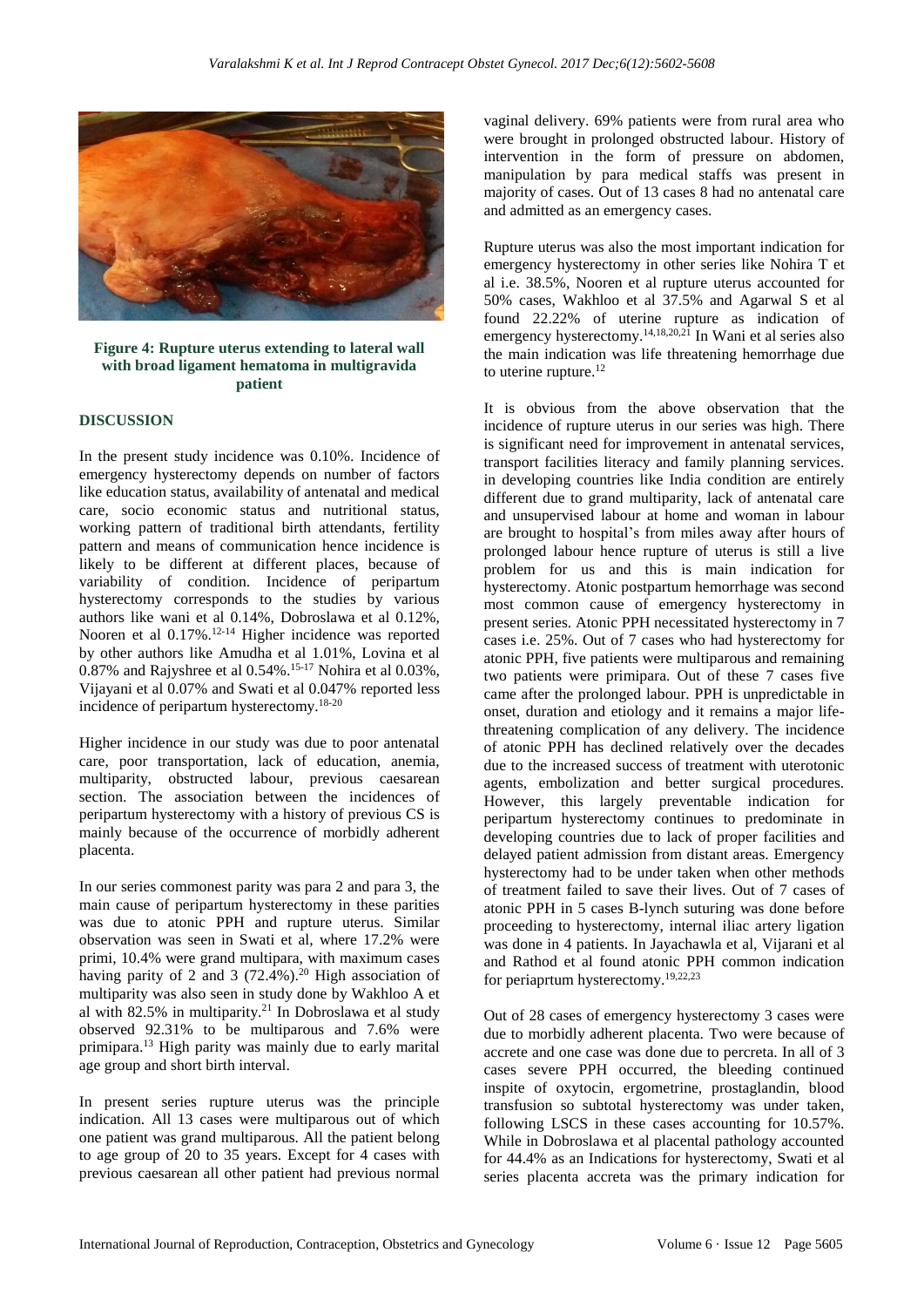**Figure 4: Rupture uterus extending to lateral wall with broad ligament hematoma in multigravida patient**

## DISCUSSION

In the present study incidence was 0.10%. Incidence of emergency hysterectomy depends on number of factors like education status, availability of antenatal and medical care, socio economic status and nutritional status, working pattern of traditional birth attendants, fertility pattern and means of communication hence incidence is likely to be different at different places, because of variability of condition. Incidence of peripartum hysterectomy corresponds to the studies by various authors like wani et al 0.14%, Dobroslawa et al 0.12%, Nooren et al 0.17%.[12-14] Higher incidence was reported by other authors like Amudha et al 1.01%, Lovina et al 0.87% and Rajyshree et al 0.54%.[15-17] Nohira et al 0.03%, Vijayani et al 0.07% and Swati et al 0.047% reported less incidence of peripartum hysterectomy.[18-20]

Higher incidence in our study was due to poor antenatal care, poor transportation, lack of education, anemia, multiparity, obstructed labour, previous caesarean section. The association between the incidences of peripartum hysterectomy with a history of previous CS is mainly because of the occurrence of morbidly adherent placenta.

In our series commonest parity was para 2 and para 3, the main cause of peripartum hysterectomy in these parities was due to atonic PPH and rupture uterus. Similar observation was seen in Swati et al, where 17.2% were primi, 10.4% were grand multipara, with maximum cases having parity of 2 and 3 (72.4%).[20] High association of multiparity was also seen in study done by Wakhloo A et al with 82.5% in multiparity.[21] In Dobroslawa et al study observed 92.31% to be multiparous and 7.6% were primipara.[13] High parity was mainly due to early marital age group and short birth interval.

In present series rupture uterus was the principle indication. All 13 cases were multiparous out of which one patient was grand multiparous. All the patient belong to age group of 20 to 35 years. Except for 4 cases with previous caesarean all other patient had previous normal vaginal delivery. 69% patients were from rural area who were brought in prolonged obstructed labour. History of intervention in the form of pressure on abdomen, manipulation by para medical staffs was present in majority of cases. Out of 13 cases 8 had no antenatal care and admitted as an emergency cases.

Rupture uterus was also the most important indication for emergency hysterectomy in other series like Nohira T et al i.e. 38.5%, Nooren et al rupture uterus accounted for 50% cases, Wakhloo et al 37.5% and Agarwal S et al found 22.22% of uterine rupture as indication of emergency hysterectomy.[14,18,20,21] In Wani et al series also the main indication was life threatening hemorrhage due to uterine rupture.[12]

It is obvious from the above observation that the incidence of rupture uterus in our series was high. There is significant need for improvement in antenatal services, transport facilities literacy and family planning services. in developing countries like India condition are entirely different due to grand multiparity, lack of antenatal care and unsupervised labour at home and woman in labour are brought to hospital's from miles away after hours of prolonged labour hence rupture of uterus is still a live problem for us and this is main indication for hysterectomy. Atonic postpartum hemorrhage was second most common cause of emergency hysterectomy in present series. Atonic PPH necessitated hysterectomy in 7 cases i.e. 25%. Out of 7 cases who had hysterectomy for atonic PPH, five patients were multiparous and remaining two patients were primipara. Out of these 7 cases five came after the prolonged labour. PPH is unpredictable in onset, duration and etiology and it remains a major life-threatening complication of any delivery. The incidence of atonic PPH has declined relatively over the decades due to the increased success of treatment with uterotonic agents, embolization and better surgical procedures. However, this largely preventable indication for peripartum hysterectomy continues to predominate in developing countries due to lack of proper facilities and delayed patient admission from distant areas. Emergency hysterectomy had to be under taken when other methods of treatment failed to save their lives. Out of 7 cases of atonic PPH in 5 cases B-lynch suturing was done before proceeding to hysterectomy, internal iliac artery ligation was done in 4 patients. In Jayachawla et al, Vijarani et al and Rathod et al found atonic PPH common indication for periaprtum hysterectomy.[19,22,23]

Out of 28 cases of emergency hysterectomy 3 cases were due to morbidly adherent placenta. Two were because of accrete and one case was done due to percreta. In all of 3 cases severe PPH occurred, the bleeding continued inspite of oxytocin, ergometrine, prostaglandin, blood transfusion so subtotal hysterectomy was under taken, following LSCS in these cases accounting for 10.57%. While in Dobroslawa et al placental pathology accounted for 44.4% as an Indications for hysterectomy, Swati et al series placenta accreta was the primary indication for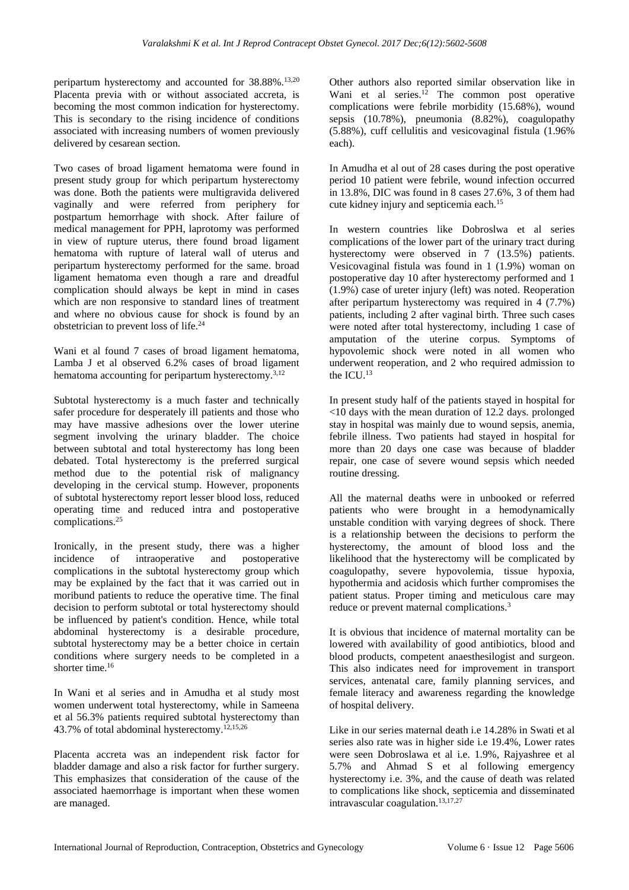peripartum hysterectomy and accounted for 38.88%.[13,20] Placenta previa with or without associated accreta, is becoming the most common indication for hysterectomy. This is secondary to the rising incidence of conditions associated with increasing numbers of women previously delivered by cesarean section.

Two cases of broad ligament hematoma were found in present study group for which peripartum hysterectomy was done. Both the patients were multigravida delivered vaginally and were referred from periphery for postpartum hemorrhage with shock. After failure of medical management for PPH, laprotomy was performed in view of rupture uterus, there found broad ligament hematoma with rupture of lateral wall of uterus and peripartum hysterectomy performed for the same. broad ligament hematoma even though a rare and dreadful complication should always be kept in mind in cases which are non responsive to standard lines of treatment and where no obvious cause for shock is found by an obstetrician to prevent loss of life.[24]

Wani et al found 7 cases of broad ligament hematoma, Lamba J et al observed 6.2% cases of broad ligament hematoma accounting for peripartum hysterectomy.[3,12]

Subtotal hysterectomy is a much faster and technically safer procedure for desperately ill patients and those who may have massive adhesions over the lower uterine segment involving the urinary bladder. The choice between subtotal and total hysterectomy has long been debated. Total hysterectomy is the preferred surgical method due to the potential risk of malignancy developing in the cervical stump. However, proponents of subtotal hysterectomy report lesser blood loss, reduced operating time and reduced intra and postoperative complications.[25]

Ironically, in the present study, there was a higher incidence of intraoperative and postoperative complications in the subtotal hysterectomy group which may be explained by the fact that it was carried out in moribund patients to reduce the operative time. The final decision to perform subtotal or total hysterectomy should be influenced by patient's condition. Hence, while total abdominal hysterectomy is a desirable procedure, subtotal hysterectomy may be a better choice in certain conditions where surgery needs to be completed in a shorter time.[16]

In Wani et al series and in Amudha et al study most women underwent total hysterectomy, while in Sameena et al 56.3% patients required subtotal hysterectomy than 43.7% of total abdominal hysterectomy.[12,15,26]

Placenta accreta was an independent risk factor for bladder damage and also a risk factor for further surgery. This emphasizes that consideration of the cause of the associated haemorrhage is important when these women are managed.

Other authors also reported similar observation like in Wani et al series.[12] The common post operative complications were febrile morbidity (15.68%), wound sepsis (10.78%), pneumonia (8.82%), coagulopathy (5.88%), cuff cellulitis and vesicovaginal fistula (1.96% each).

In Amudha et al out of 28 cases during the post operative period 10 patient were febrile, wound infection occurred in 13.8%, DIC was found in 8 cases 27.6%, 3 of them had cute kidney injury and septicemia each.[15]

In western countries like Dobroslwa et al series complications of the lower part of the urinary tract during hysterectomy were observed in 7 (13.5%) patients. Vesicovaginal fistula was found in 1 (1.9%) woman on postoperative day 10 after hysterectomy performed and 1 (1.9%) case of ureter injury (left) was noted. Reoperation after peripartum hysterectomy was required in 4 (7.7%) patients, including 2 after vaginal birth. Three such cases were noted after total hysterectomy, including 1 case of amputation of the uterine corpus. Symptoms of hypovolemic shock were noted in all women who underwent reoperation, and 2 who required admission to the ICU.[13]

In present study half of the patients stayed in hospital for <10 days with the mean duration of 12.2 days. prolonged stay in hospital was mainly due to wound sepsis, anemia, febrile illness. Two patients had stayed in hospital for more than 20 days one case was because of bladder repair, one case of severe wound sepsis which needed routine dressing.

All the maternal deaths were in unbooked or referred patients who were brought in a hemodynamically unstable condition with varying degrees of shock. There is a relationship between the decisions to perform the hysterectomy, the amount of blood loss and the likelihood that the hysterectomy will be complicated by coagulopathy, severe hypovolemia, tissue hypoxia, hypothermia and acidosis which further compromises the patient status. Proper timing and meticulous care may reduce or prevent maternal complications.[3]

It is obvious that incidence of maternal mortality can be lowered with availability of good antibiotics, blood and blood products, competent anaesthesilogist and surgeon. This also indicates need for improvement in transport services, antenatal care, family planning services, and female literacy and awareness regarding the knowledge of hospital delivery.

Like in our series maternal death i.e 14.28% in Swati et al series also rate was in higher side i.e 19.4%, Lower rates were seen Dobroslawa et al i.e. 1.9%, Rajyashree et al 5.7% and Ahmad S et al following emergency hysterectomy i.e. 3%, and the cause of death was related to complications like shock, septicemia and disseminated intravascular coagulation.[13,17,27]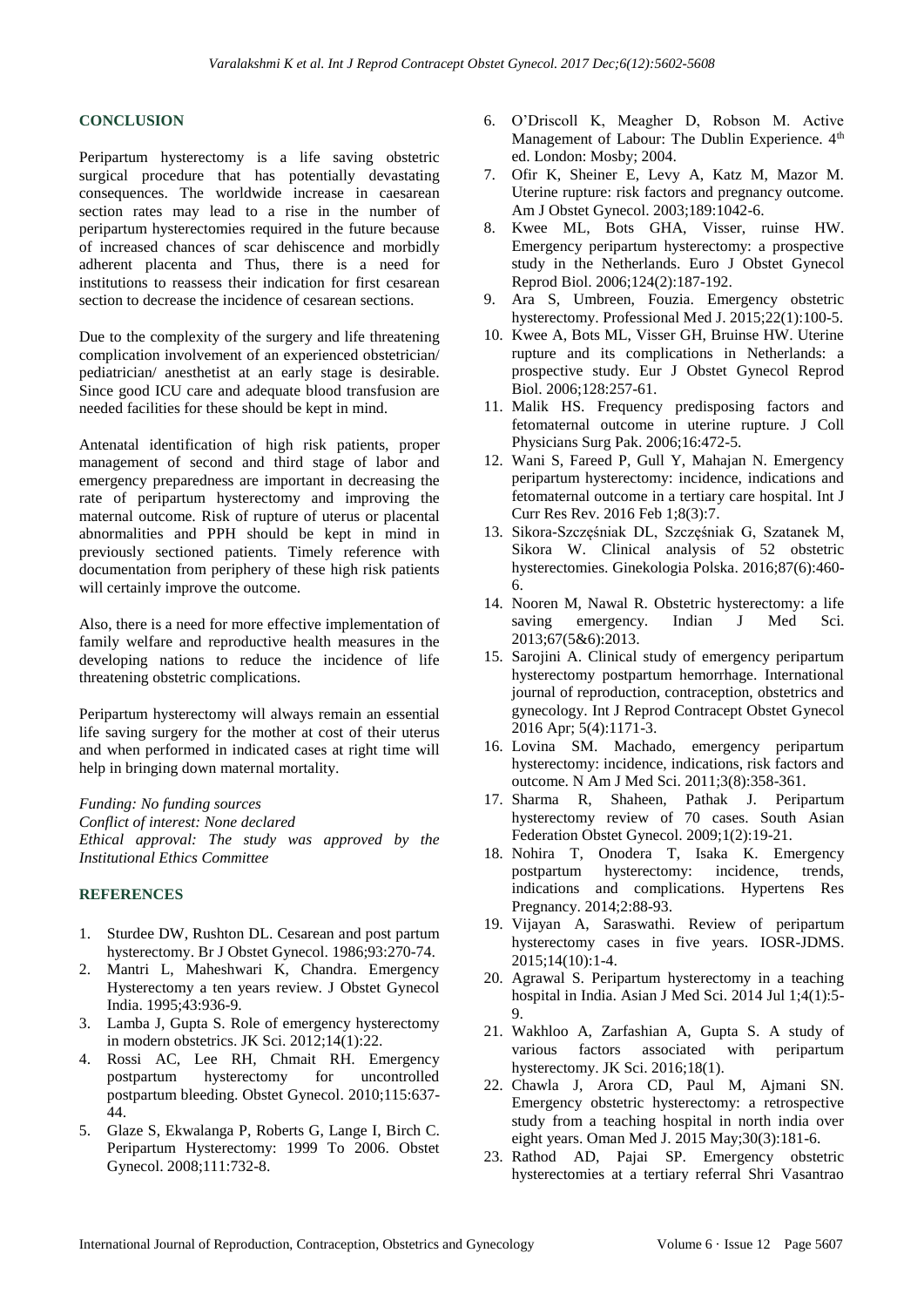## CONCLUSION

Peripartum hysterectomy is a life saving obstetric surgical procedure that has potentially devastating consequences. The worldwide increase in caesarean section rates may lead to a rise in the number of peripartum hysterectomies required in the future because of increased chances of scar dehiscence and morbidly adherent placenta and Thus, there is a need for institutions to reassess their indication for first cesarean section to decrease the incidence of cesarean sections.

Due to the complexity of the surgery and life threatening complication involvement of an experienced obstetrician/ pediatrician/ anesthetist at an early stage is desirable. Since good ICU care and adequate blood transfusion are needed facilities for these should be kept in mind.

Antenatal identification of high risk patients, proper management of second and third stage of labor and emergency preparedness are important in decreasing the rate of peripartum hysterectomy and improving the maternal outcome. Risk of rupture of uterus or placental abnormalities and PPH should be kept in mind in previously sectioned patients. Timely reference with documentation from periphery of these high risk patients will certainly improve the outcome.

Also, there is a need for more effective implementation of family welfare and reproductive health measures in the developing nations to reduce the incidence of life threatening obstetric complications.

Peripartum hysterectomy will always remain an essential life saving surgery for the mother at cost of their uterus and when performed in indicated cases at right time will help in bringing down maternal mortality.

*Funding: No funding sources*
*Conflict of interest: None declared*
*Ethical approval: The study was approved by the Institutional Ethics Committee*

## REFERENCES

1. Sturdee DW, Rushton DL. Cesarean and post partum hysterectomy. Br J Obstet Gynecol. 1986;93:270-74.
2. Mantri L, Maheshwari K, Chandra. Emergency Hysterectomy a ten years review. J Obstet Gynecol India. 1995;43:936-9.
3. Lamba J, Gupta S. Role of emergency hysterectomy in modern obstetrics. JK Sci. 2012;14(1):22.
4. Rossi AC, Lee RH, Chmait RH. Emergency postpartum hysterectomy for uncontrolled postpartum bleeding. Obstet Gynecol. 2010;115:637-44.
5. Glaze S, Ekwalanga P, Roberts G, Lange I, Birch C. Peripartum Hysterectomy: 1999 To 2006. Obstet Gynecol. 2008;111:732-8.
6. O'Driscoll K, Meagher D, Robson M. Active Management of Labour: The Dublin Experience. 4th ed. London: Mosby; 2004.
7. Ofir K, Sheiner E, Levy A, Katz M, Mazor M. Uterine rupture: risk factors and pregnancy outcome. Am J Obstet Gynecol. 2003;189:1042-6.
8. Kwee ML, Bots GHA, Visser, ruinse HW. Emergency peripartum hysterectomy: a prospective study in the Netherlands. Euro J Obstet Gynecol Reprod Biol. 2006;124(2):187-192.
9. Ara S, Umbreen, Fouzia. Emergency obstetric hysterectomy. Professional Med J. 2015;22(1):100-5.
10. Kwee A, Bots ML, Visser GH, Bruinse HW. Uterine rupture and its complications in Netherlands: a prospective study. Eur J Obstet Gynecol Reprod Biol. 2006;128:257-61.
11. Malik HS. Frequency predisposing factors and fetomaternal outcome in uterine rupture. J Coll Physicians Surg Pak. 2006;16:472-5.
12. Wani S, Fareed P, Gull Y, Mahajan N. Emergency peripartum hysterectomy: incidence, indications and fetomaternal outcome in a tertiary care hospital. Int J Curr Res Rev. 2016 Feb 1;8(3):7.
13. Sikora-Szczęśniak DL, Szczęśniak G, Szatanek M, Sikora W. Clinical analysis of 52 obstetric hysterectomies. Ginekologia Polska. 2016;87(6):460-6.
14. Nooren M, Nawal R. Obstetric hysterectomy: a life saving emergency. Indian J Med Sci. 2013;67(5&6):2013.
15. Sarojini A. Clinical study of emergency peripartum hysterectomy postpartum hemorrhage. International journal of reproduction, contraception, obstetrics and gynecology. Int J Reprod Contracept Obstet Gynecol 2016 Apr; 5(4):1171-3.
16. Lovina SM. Machado, emergency peripartum hysterectomy: incidence, indications, risk factors and outcome. N Am J Med Sci. 2011;3(8):358-361.
17. Sharma R, Shaheen, Pathak J. Peripartum hysterectomy review of 70 cases. South Asian Federation Obstet Gynecol. 2009;1(2):19-21.
18. Nohira T, Onodera T, Isaka K. Emergency postpartum hysterectomy: incidence, trends, indications and complications. Hypertens Res Pregnancy. 2014;2:88-93.
19. Vijayan A, Saraswathi. Review of peripartum hysterectomy cases in five years. IOSR-JDMS. 2015;14(10):1-4.
20. Agrawal S. Peripartum hysterectomy in a teaching hospital in India. Asian J Med Sci. 2014 Jul 1;4(1):5-9.
21. Wakhloo A, Zarfashian A, Gupta S. A study of various factors associated with peripartum hysterectomy. JK Sci. 2016;18(1).
22. Chawla J, Arora CD, Paul M, Ajmani SN. Emergency obstetric hysterectomy: a retrospective study from a teaching hospital in north india over eight years. Oman Med J. 2015 May;30(3):181-6.
23. Rathod AD, Pajai SP. Emergency obstetric hysterectomies at a tertiary referral Shri Vasantrao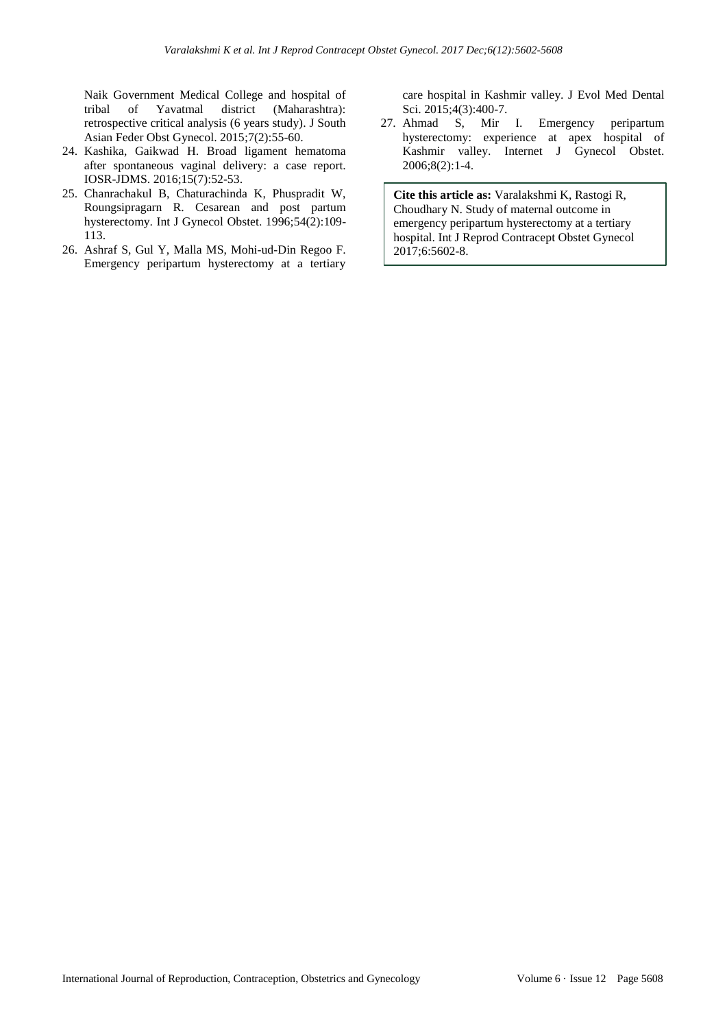Naik Government Medical College and hospital of tribal of Yavatmal district (Maharashtra): retrospective critical analysis (6 years study). J South Asian Feder Obst Gynecol. 2015;7(2):55-60.

24. Kashika, Gaikwad H. Broad ligament hematoma after spontaneous vaginal delivery: a case report. IOSR-JDMS. 2016;15(7):52-53.
25. Chanrachakul B, Chaturachinda K, Phuspradit W, Roungsipragarn R. Cesarean and post partum hysterectomy. Int J Gynecol Obstet. 1996;54(2):109-113.
26. Ashraf S, Gul Y, Malla MS, Mohi-ud-Din Regoo F. Emergency peripartum hysterectomy at a tertiary care hospital in Kashmir valley. J Evol Med Dental Sci. 2015;4(3):400-7.
27. Ahmad S, Mir I. Emergency peripartum hysterectomy: experience at apex hospital of Kashmir valley. Internet J Gynecol Obstet. 2006;8(2):1-4.

**Cite this article as:** Varalakshmi K, Rastogi R, Choudhary N. Study of maternal outcome in emergency peripartum hysterectomy at a tertiary hospital. Int J Reprod Contracept Obstet Gynecol 2017;6:5602-8.